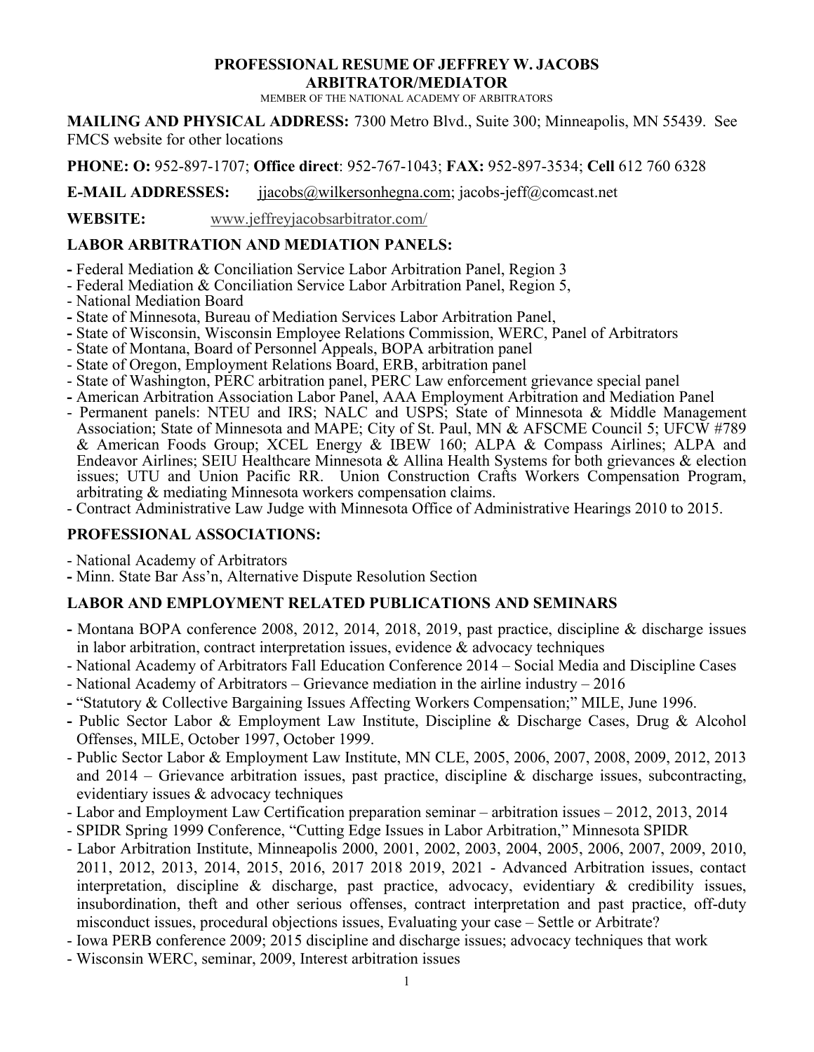# PROFESSIONAL RESUME OF JEFFREY W. JACOBS
## ARBITRATOR/MEDIATOR

MEMBER OF THE NATIONAL ACADEMY OF ARBITRATORS

**MAILING AND PHYSICAL ADDRESS:** 7300 Metro Blvd., Suite 300; Minneapolis, MN 55439. See FMCS website for other locations

**PHONE: O:** 952-897-1707; **Office direct**: 952-767-1043; **FAX:** 952-897-3534; **Cell** 612 760 6328

**E-MAIL ADDRESSES:** jjacobs@wilkersonhegna.com; jacobs-jeff@comcast.net

**WEBSITE:** www.jeffreyjacobsarbitrator.com/

### LABOR ARBITRATION AND MEDIATION PANELS:

- Federal Mediation & Conciliation Service Labor Arbitration Panel, Region 3
- Federal Mediation & Conciliation Service Labor Arbitration Panel, Region 5,
- National Mediation Board
- State of Minnesota, Bureau of Mediation Services Labor Arbitration Panel,
- State of Wisconsin, Wisconsin Employee Relations Commission, WERC, Panel of Arbitrators
- State of Montana, Board of Personnel Appeals, BOPA arbitration panel
- State of Oregon, Employment Relations Board, ERB, arbitration panel
- State of Washington, PERC arbitration panel, PERC Law enforcement grievance special panel
- American Arbitration Association Labor Panel, AAA Employment Arbitration and Mediation Panel
- Permanent panels: NTEU and IRS; NALC and USPS; State of Minnesota & Middle Management Association; State of Minnesota and MAPE; City of St. Paul, MN & AFSCME Council 5; UFCW #789 & American Foods Group; XCEL Energy & IBEW 160; ALPA & Compass Airlines; ALPA and Endeavor Airlines; SEIU Healthcare Minnesota & Allina Health Systems for both grievances & election issues; UTU and Union Pacific RR. Union Construction Crafts Workers Compensation Program, arbitrating & mediating Minnesota workers compensation claims.
- Contract Administrative Law Judge with Minnesota Office of Administrative Hearings 2010 to 2015.

### PROFESSIONAL ASSOCIATIONS:

- National Academy of Arbitrators
- Minn. State Bar Ass'n, Alternative Dispute Resolution Section

### LABOR AND EMPLOYMENT RELATED PUBLICATIONS AND SEMINARS

- Montana BOPA conference 2008, 2012, 2014, 2018, 2019, past practice, discipline & discharge issues in labor arbitration, contract interpretation issues, evidence & advocacy techniques
- National Academy of Arbitrators Fall Education Conference 2014 – Social Media and Discipline Cases
- National Academy of Arbitrators – Grievance mediation in the airline industry – 2016
- "Statutory & Collective Bargaining Issues Affecting Workers Compensation;" MILE, June 1996.
- Public Sector Labor & Employment Law Institute, Discipline & Discharge Cases, Drug & Alcohol Offenses, MILE, October 1997, October 1999.
- Public Sector Labor & Employment Law Institute, MN CLE, 2005, 2006, 2007, 2008, 2009, 2012, 2013 and 2014 – Grievance arbitration issues, past practice, discipline & discharge issues, subcontracting, evidentiary issues & advocacy techniques
- Labor and Employment Law Certification preparation seminar – arbitration issues – 2012, 2013, 2014
- SPIDR Spring 1999 Conference, "Cutting Edge Issues in Labor Arbitration," Minnesota SPIDR
- Labor Arbitration Institute, Minneapolis 2000, 2001, 2002, 2003, 2004, 2005, 2006, 2007, 2009, 2010, 2011, 2012, 2013, 2014, 2015, 2016, 2017 2018 2019, 2021 - Advanced Arbitration issues, contact interpretation, discipline & discharge, past practice, advocacy, evidentiary & credibility issues, insubordination, theft and other serious offenses, contract interpretation and past practice, off-duty misconduct issues, procedural objections issues, Evaluating your case – Settle or Arbitrate?
- Iowa PERB conference 2009; 2015 discipline and discharge issues; advocacy techniques that work
- Wisconsin WERC, seminar, 2009, Interest arbitration issues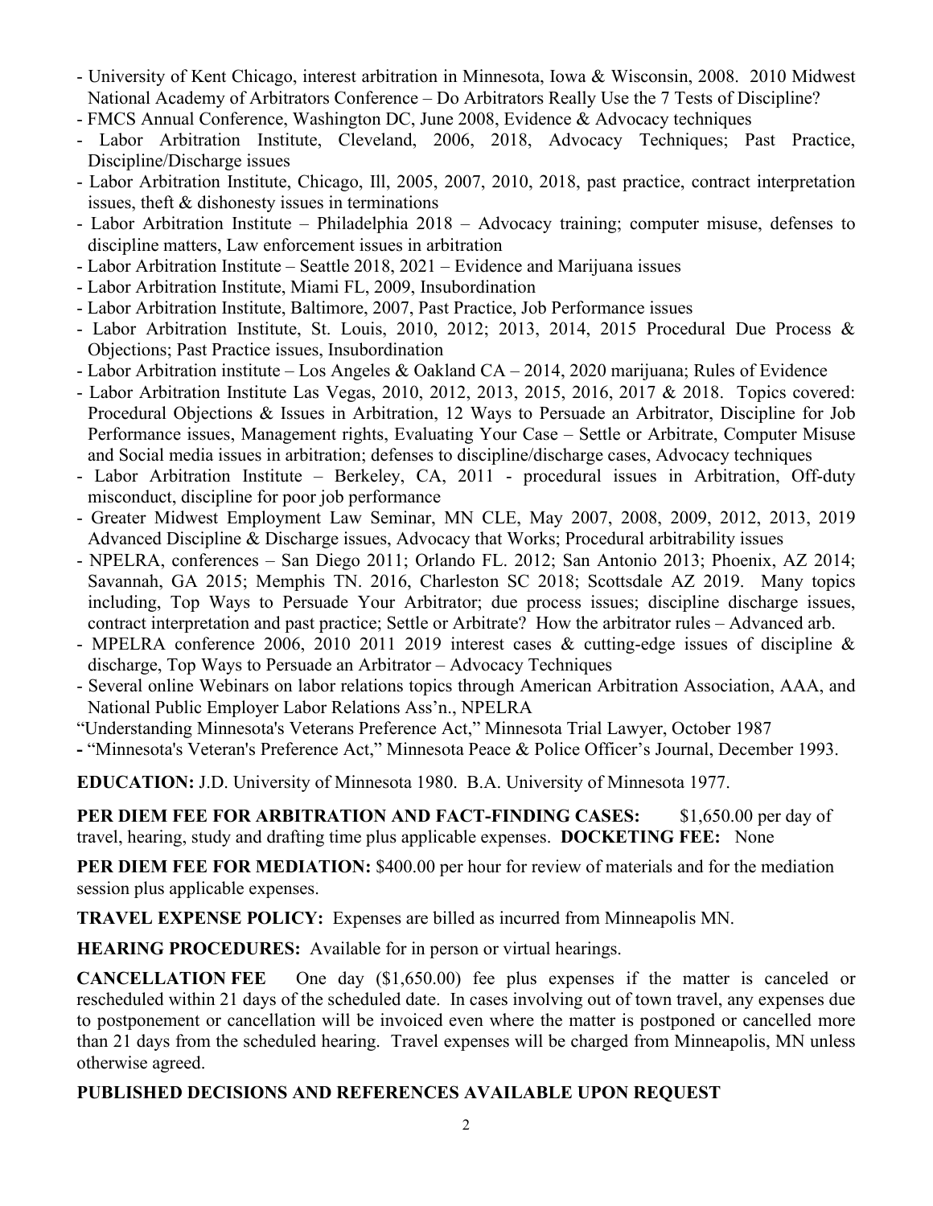- University of Kent Chicago, interest arbitration in Minnesota, Iowa & Wisconsin, 2008. 2010 Midwest National Academy of Arbitrators Conference – Do Arbitrators Really Use the 7 Tests of Discipline?
- FMCS Annual Conference, Washington DC, June 2008, Evidence & Advocacy techniques
- Labor Arbitration Institute, Cleveland, 2006, 2018, Advocacy Techniques; Past Practice, Discipline/Discharge issues
- Labor Arbitration Institute, Chicago, Ill, 2005, 2007, 2010, 2018, past practice, contract interpretation issues, theft & dishonesty issues in terminations
- Labor Arbitration Institute – Philadelphia 2018 – Advocacy training; computer misuse, defenses to discipline matters, Law enforcement issues in arbitration
- Labor Arbitration Institute – Seattle 2018, 2021 – Evidence and Marijuana issues
- Labor Arbitration Institute, Miami FL, 2009, Insubordination
- Labor Arbitration Institute, Baltimore, 2007, Past Practice, Job Performance issues
- Labor Arbitration Institute, St. Louis, 2010, 2012; 2013, 2014, 2015 Procedural Due Process & Objections; Past Practice issues, Insubordination
- Labor Arbitration institute – Los Angeles & Oakland CA – 2014, 2020 marijuana; Rules of Evidence
- Labor Arbitration Institute Las Vegas, 2010, 2012, 2013, 2015, 2016, 2017 & 2018. Topics covered: Procedural Objections & Issues in Arbitration, 12 Ways to Persuade an Arbitrator, Discipline for Job Performance issues, Management rights, Evaluating Your Case – Settle or Arbitrate, Computer Misuse and Social media issues in arbitration; defenses to discipline/discharge cases, Advocacy techniques
- Labor Arbitration Institute – Berkeley, CA, 2011 - procedural issues in Arbitration, Off-duty misconduct, discipline for poor job performance
- Greater Midwest Employment Law Seminar, MN CLE, May 2007, 2008, 2009, 2012, 2013, 2019 Advanced Discipline & Discharge issues, Advocacy that Works; Procedural arbitrability issues
- NPELRA, conferences – San Diego 2011; Orlando FL. 2012; San Antonio 2013; Phoenix, AZ 2014; Savannah, GA 2015; Memphis TN. 2016, Charleston SC 2018; Scottsdale AZ 2019. Many topics including, Top Ways to Persuade Your Arbitrator; due process issues; discipline discharge issues, contract interpretation and past practice; Settle or Arbitrate? How the arbitrator rules – Advanced arb.
- MPELRA conference 2006, 2010 2011 2019 interest cases & cutting-edge issues of discipline & discharge, Top Ways to Persuade an Arbitrator – Advocacy Techniques
- Several online Webinars on labor relations topics through American Arbitration Association, AAA, and National Public Employer Labor Relations Ass'n., NPELRA

"Understanding Minnesota's Veterans Preference Act," Minnesota Trial Lawyer, October 1987

- "Minnesota's Veteran's Preference Act," Minnesota Peace & Police Officer's Journal, December 1993.

**EDUCATION:** J.D. University of Minnesota 1980. B.A. University of Minnesota 1977.

**PER DIEM FEE FOR ARBITRATION AND FACT-FINDING CASES:** $1,650.00 per day of travel, hearing, study and drafting time plus applicable expenses. **DOCKETING FEE:** None

**PER DIEM FEE FOR MEDIATION:** $400.00 per hour for review of materials and for the mediation session plus applicable expenses.

**TRAVEL EXPENSE POLICY:** Expenses are billed as incurred from Minneapolis MN.

**HEARING PROCEDURES:** Available for in person or virtual hearings.

**CANCELLATION FEE** One day ($1,650.00) fee plus expenses if the matter is canceled or rescheduled within 21 days of the scheduled date. In cases involving out of town travel, any expenses due to postponement or cancellation will be invoiced even where the matter is postponed or cancelled more than 21 days from the scheduled hearing. Travel expenses will be charged from Minneapolis, MN unless otherwise agreed.

**PUBLISHED DECISIONS AND REFERENCES AVAILABLE UPON REQUEST**